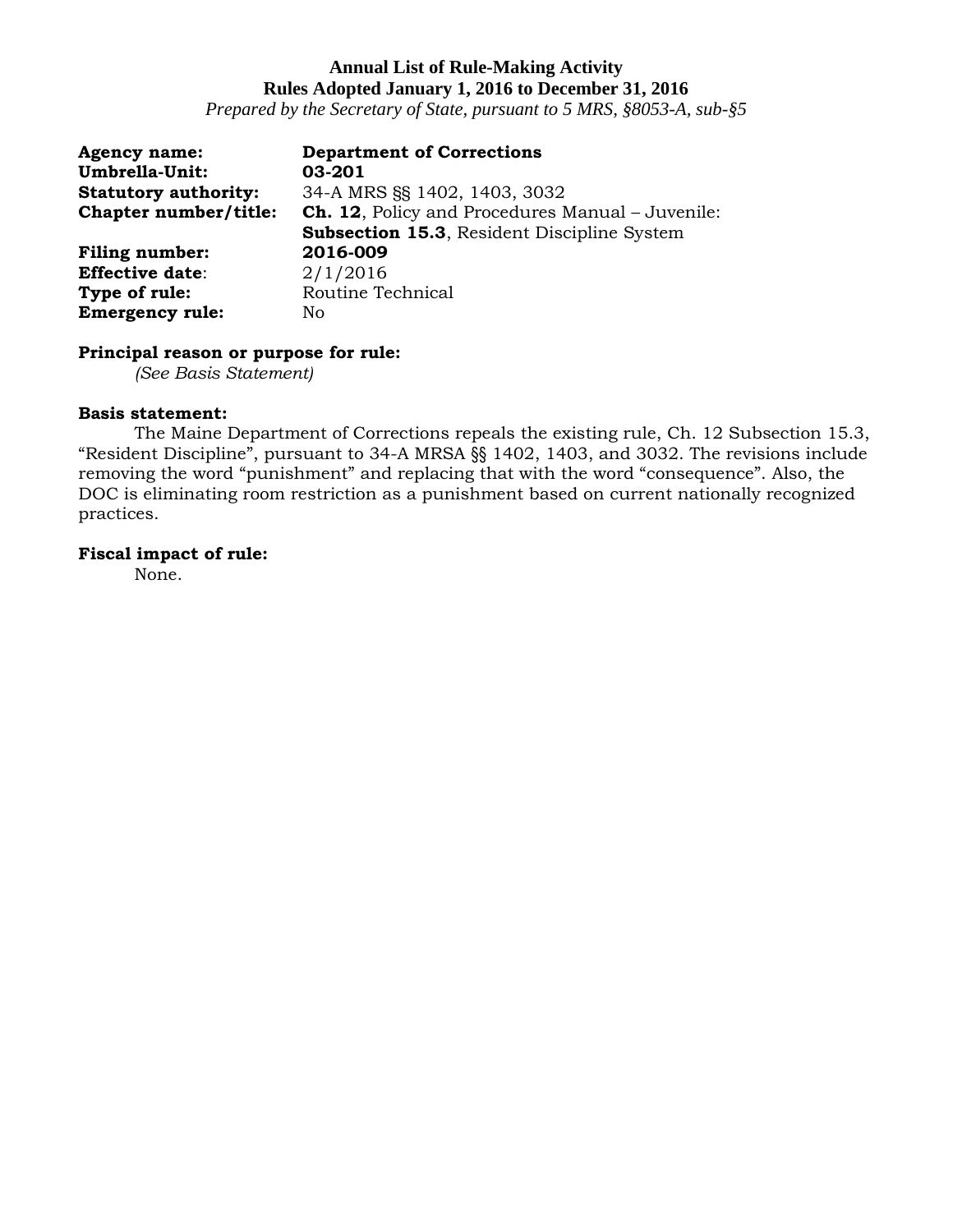**Annual List of Rule-Making Activity**
**Rules Adopted January 1, 2016 to December 31, 2016**
*Prepared by the Secretary of State, pursuant to 5 MRS, §8053-A, sub-§5*

**Agency name:** **Department of Corrections**
**Umbrella-Unit:** **03-201**
**Statutory authority:** 34-A MRS §§ 1402, 1403, 3032
**Chapter number/title:** **Ch. 12**, Policy and Procedures Manual – Juvenile: **Subsection 15.3**, Resident Discipline System
**Filing number:** **2016-009**
**Effective date**: 2/1/2016
**Type of rule:** Routine Technical
**Emergency rule:** No

**Principal reason or purpose for rule:**
*(See Basis Statement)*

**Basis statement:**
The Maine Department of Corrections repeals the existing rule, Ch. 12 Subsection 15.3, "Resident Discipline", pursuant to 34-A MRSA §§ 1402, 1403, and 3032. The revisions include removing the word "punishment" and replacing that with the word "consequence". Also, the DOC is eliminating room restriction as a punishment based on current nationally recognized practices.

**Fiscal impact of rule:**
None.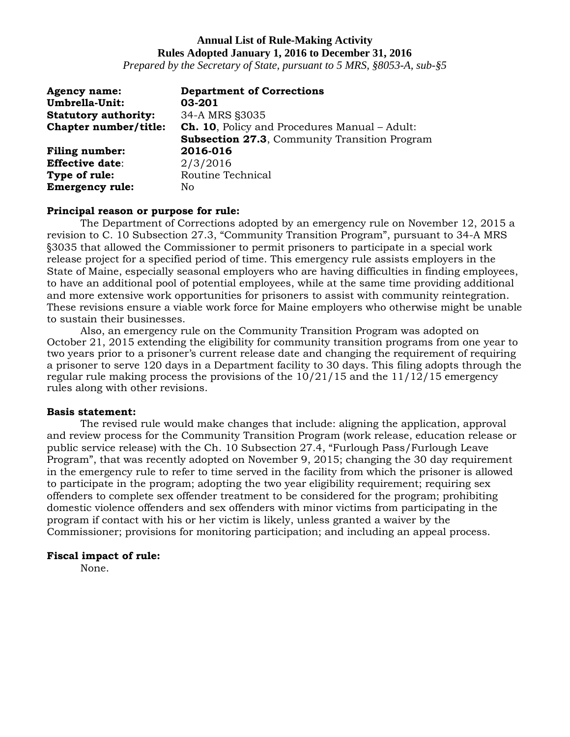**Annual List of Rule-Making Activity**
**Rules Adopted January 1, 2016 to December 31, 2016**
*Prepared by the Secretary of State, pursuant to 5 MRS, §8053-A, sub-§5*

**Agency name:** **Department of Corrections**
**Umbrella-Unit:** **03-201**
**Statutory authority:** 34-A MRS §3035
**Chapter number/title:** **Ch. 10**, Policy and Procedures Manual – Adult: **Subsection 27.3**, Community Transition Program
**Filing number:** **2016-016**
**Effective date**: 2/3/2016
**Type of rule:** Routine Technical
**Emergency rule:** No

**Principal reason or purpose for rule:**

The Department of Corrections adopted by an emergency rule on November 12, 2015 a revision to C. 10 Subsection 27.3, "Community Transition Program", pursuant to 34-A MRS §3035 that allowed the Commissioner to permit prisoners to participate in a special work release project for a specified period of time. This emergency rule assists employers in the State of Maine, especially seasonal employers who are having difficulties in finding employees, to have an additional pool of potential employees, while at the same time providing additional and more extensive work opportunities for prisoners to assist with community reintegration. These revisions ensure a viable work force for Maine employers who otherwise might be unable to sustain their businesses.

Also, an emergency rule on the Community Transition Program was adopted on October 21, 2015 extending the eligibility for community transition programs from one year to two years prior to a prisoner's current release date and changing the requirement of requiring a prisoner to serve 120 days in a Department facility to 30 days. This filing adopts through the regular rule making process the provisions of the 10/21/15 and the 11/12/15 emergency rules along with other revisions.

**Basis statement:**

The revised rule would make changes that include: aligning the application, approval and review process for the Community Transition Program (work release, education release or public service release) with the Ch. 10 Subsection 27.4, "Furlough Pass/Furlough Leave Program", that was recently adopted on November 9, 2015; changing the 30 day requirement in the emergency rule to refer to time served in the facility from which the prisoner is allowed to participate in the program; adopting the two year eligibility requirement; requiring sex offenders to complete sex offender treatment to be considered for the program; prohibiting domestic violence offenders and sex offenders with minor victims from participating in the program if contact with his or her victim is likely, unless granted a waiver by the Commissioner; provisions for monitoring participation; and including an appeal process.

**Fiscal impact of rule:**

None.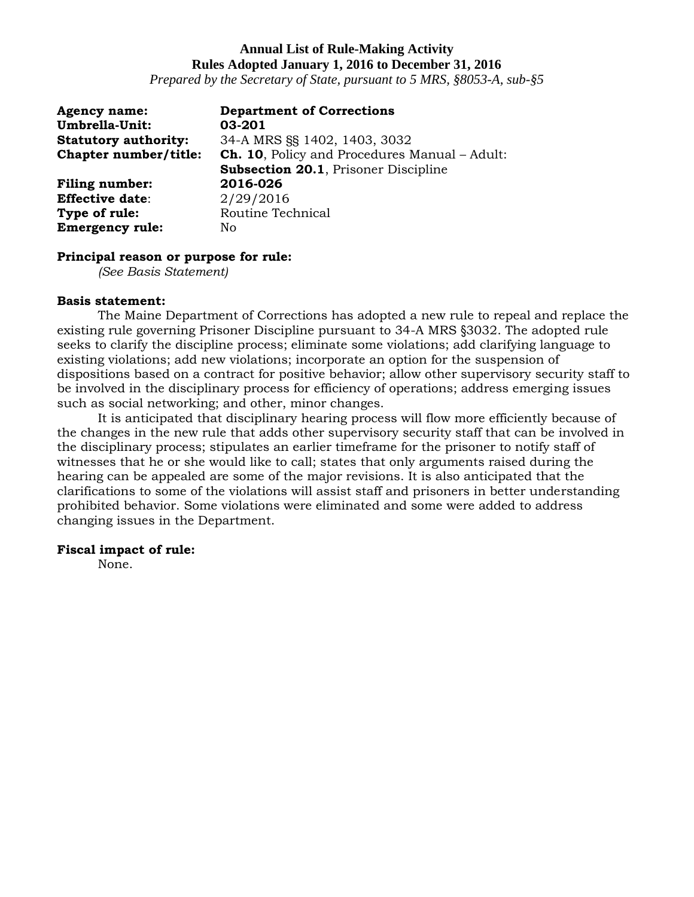**Annual List of Rule-Making Activity**
**Rules Adopted January 1, 2016 to December 31, 2016**
*Prepared by the Secretary of State, pursuant to 5 MRS, §8053-A, sub-§5*

**Agency name:** **Department of Corrections**
**Umbrella-Unit:** **03-201**
**Statutory authority:** 34-A MRS §§ 1402, 1403, 3032
**Chapter number/title:** **Ch. 10**, Policy and Procedures Manual – Adult: **Subsection 20.1**, Prisoner Discipline
**Filing number:** **2016-026**
**Effective date**: 2/29/2016
**Type of rule:** Routine Technical
**Emergency rule:** No

**Principal reason or purpose for rule:**
*(See Basis Statement)*

**Basis statement:**
The Maine Department of Corrections has adopted a new rule to repeal and replace the existing rule governing Prisoner Discipline pursuant to 34-A MRS §3032. The adopted rule seeks to clarify the discipline process; eliminate some violations; add clarifying language to existing violations; add new violations; incorporate an option for the suspension of dispositions based on a contract for positive behavior; allow other supervisory security staff to be involved in the disciplinary process for efficiency of operations; address emerging issues such as social networking; and other, minor changes.

It is anticipated that disciplinary hearing process will flow more efficiently because of the changes in the new rule that adds other supervisory security staff that can be involved in the disciplinary process; stipulates an earlier timeframe for the prisoner to notify staff of witnesses that he or she would like to call; states that only arguments raised during the hearing can be appealed are some of the major revisions. It is also anticipated that the clarifications to some of the violations will assist staff and prisoners in better understanding prohibited behavior. Some violations were eliminated and some were added to address changing issues in the Department.

**Fiscal impact of rule:**
None.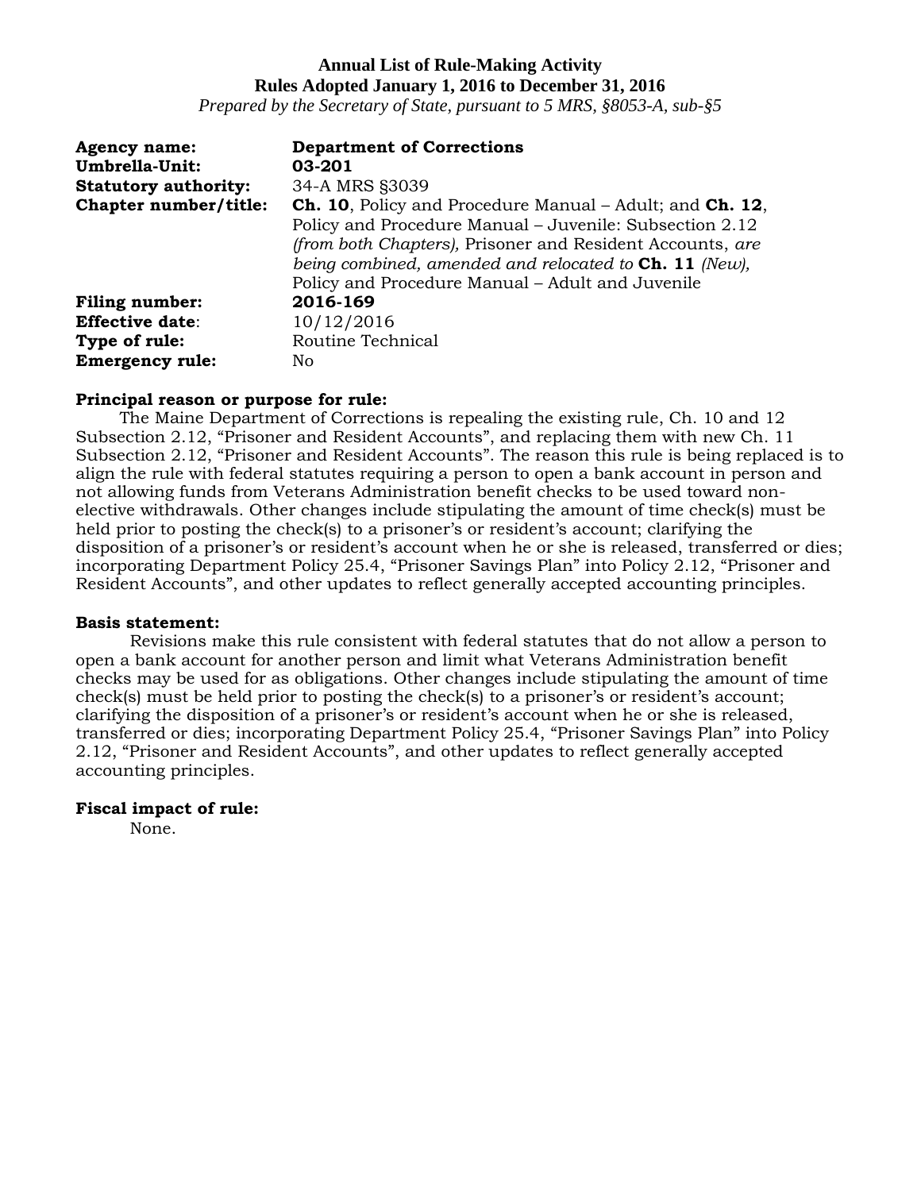**Annual List of Rule-Making Activity**
**Rules Adopted January 1, 2016 to December 31, 2016**
*Prepared by the Secretary of State, pursuant to 5 MRS, §8053-A, sub-§5*

**Agency name:** **Department of Corrections**
**Umbrella-Unit:** **03-201**
**Statutory authority:** 34-A MRS §3039
**Chapter number/title:** **Ch. 10**, Policy and Procedure Manual – Adult; and **Ch. 12**, Policy and Procedure Manual – Juvenile: Subsection 2.12 *(from both Chapters),* Prisoner and Resident Accounts, *are being combined, amended and relocated to* **Ch. 11** *(New),* Policy and Procedure Manual – Adult and Juvenile
**Filing number:** **2016-169**
**Effective date**: 10/12/2016
**Type of rule:** Routine Technical
**Emergency rule:** No

**Principal reason or purpose for rule:**
The Maine Department of Corrections is repealing the existing rule, Ch. 10 and 12 Subsection 2.12, "Prisoner and Resident Accounts", and replacing them with new Ch. 11 Subsection 2.12, "Prisoner and Resident Accounts". The reason this rule is being replaced is to align the rule with federal statutes requiring a person to open a bank account in person and not allowing funds from Veterans Administration benefit checks to be used toward non-elective withdrawals. Other changes include stipulating the amount of time check(s) must be held prior to posting the check(s) to a prisoner's or resident's account; clarifying the disposition of a prisoner's or resident's account when he or she is released, transferred or dies; incorporating Department Policy 25.4, "Prisoner Savings Plan" into Policy 2.12, "Prisoner and Resident Accounts", and other updates to reflect generally accepted accounting principles.

**Basis statement:**
Revisions make this rule consistent with federal statutes that do not allow a person to open a bank account for another person and limit what Veterans Administration benefit checks may be used for as obligations. Other changes include stipulating the amount of time check(s) must be held prior to posting the check(s) to a prisoner's or resident's account; clarifying the disposition of a prisoner's or resident's account when he or she is released, transferred or dies; incorporating Department Policy 25.4, "Prisoner Savings Plan" into Policy 2.12, "Prisoner and Resident Accounts", and other updates to reflect generally accepted accounting principles.

**Fiscal impact of rule:**
None.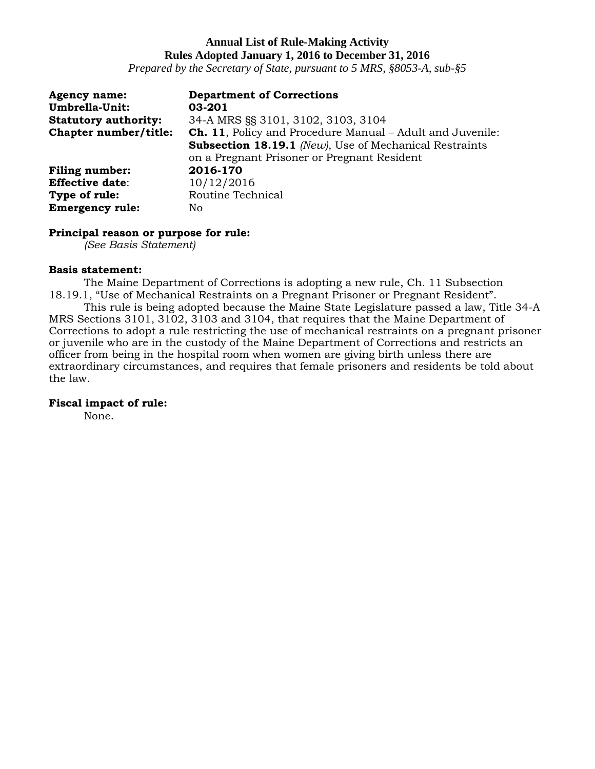**Annual List of Rule-Making Activity**
**Rules Adopted January 1, 2016 to December 31, 2016**
*Prepared by the Secretary of State, pursuant to 5 MRS, §8053-A, sub-§5*

**Agency name:** **Department of Corrections**
**Umbrella-Unit:** **03-201**
**Statutory authority:** 34-A MRS §§ 3101, 3102, 3103, 3104
**Chapter number/title:** **Ch. 11**, Policy and Procedure Manual – Adult and Juvenile: **Subsection 18.19.1** *(New)*, Use of Mechanical Restraints on a Pregnant Prisoner or Pregnant Resident
**Filing number:** **2016-170**
**Effective date**: 10/12/2016
**Type of rule:** Routine Technical
**Emergency rule:** No

**Principal reason or purpose for rule:**
*(See Basis Statement)*

**Basis statement:**
The Maine Department of Corrections is adopting a new rule, Ch. 11 Subsection 18.19.1, "Use of Mechanical Restraints on a Pregnant Prisoner or Pregnant Resident".
This rule is being adopted because the Maine State Legislature passed a law, Title 34-A MRS Sections 3101, 3102, 3103 and 3104, that requires that the Maine Department of Corrections to adopt a rule restricting the use of mechanical restraints on a pregnant prisoner or juvenile who are in the custody of the Maine Department of Corrections and restricts an officer from being in the hospital room when women are giving birth unless there are extraordinary circumstances, and requires that female prisoners and residents be told about the law.

**Fiscal impact of rule:**
None.